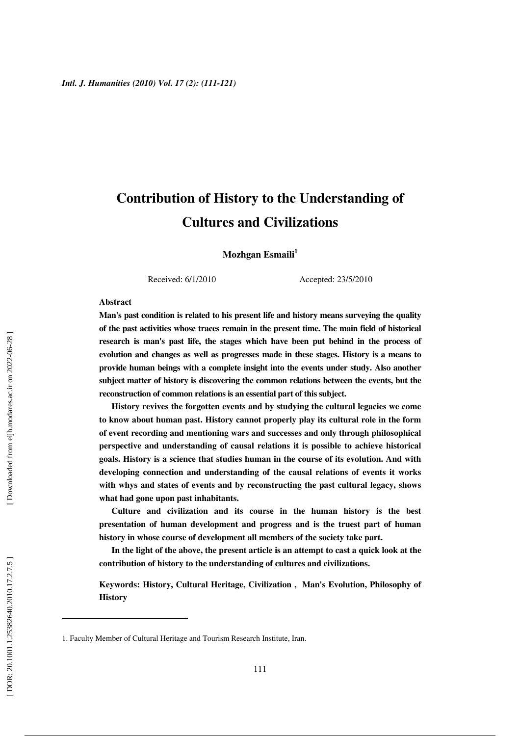# Contribution of History to the Understanding of Cultures and Civilizations

**Mozhgan Esmaili[1]**

Received: 6/1/2010 Accepted: 23/5/2010

**Abstract**

**Man's past condition is related to his present life and history means surveying the quality of the past activities whose traces remain in the present time. The main field of historical research is man's past life, the stages which have been put behind in the process of evolution and changes as well as progresses made in these stages. History is a means to provide human beings with a complete insight into the events under study. Also another subject matter of history is discovering the common relations between the events, but the reconstruction of common relations is an essential part of this subject.**

**History revives the forgotten events and by studying the cultural legacies we come to know about human past. History cannot properly play its cultural role in the form of event recording and mentioning wars and successes and only through philosophical perspective and understanding of causal relations it is possible to achieve historical goals. History is a science that studies human in the course of its evolution. And with developing connection and understanding of the causal relations of events it works with whys and states of events and by reconstructing the past cultural legacy, shows what had gone upon past inhabitants.**

**Culture and civilization and its course in the human history is the best presentation of human development and progress and is the truest part of human history in whose course of development all members of the society take part.**

**In the light of the above, the present article is an attempt to cast a quick look at the contribution of history to the understanding of cultures and civilizations.**

**Keywords: History, Cultural Heritage, Civilization , Man's Evolution, Philosophy of History**

---

1. Faculty Member of Cultural Heritage and Tourism Research Institute, Iran.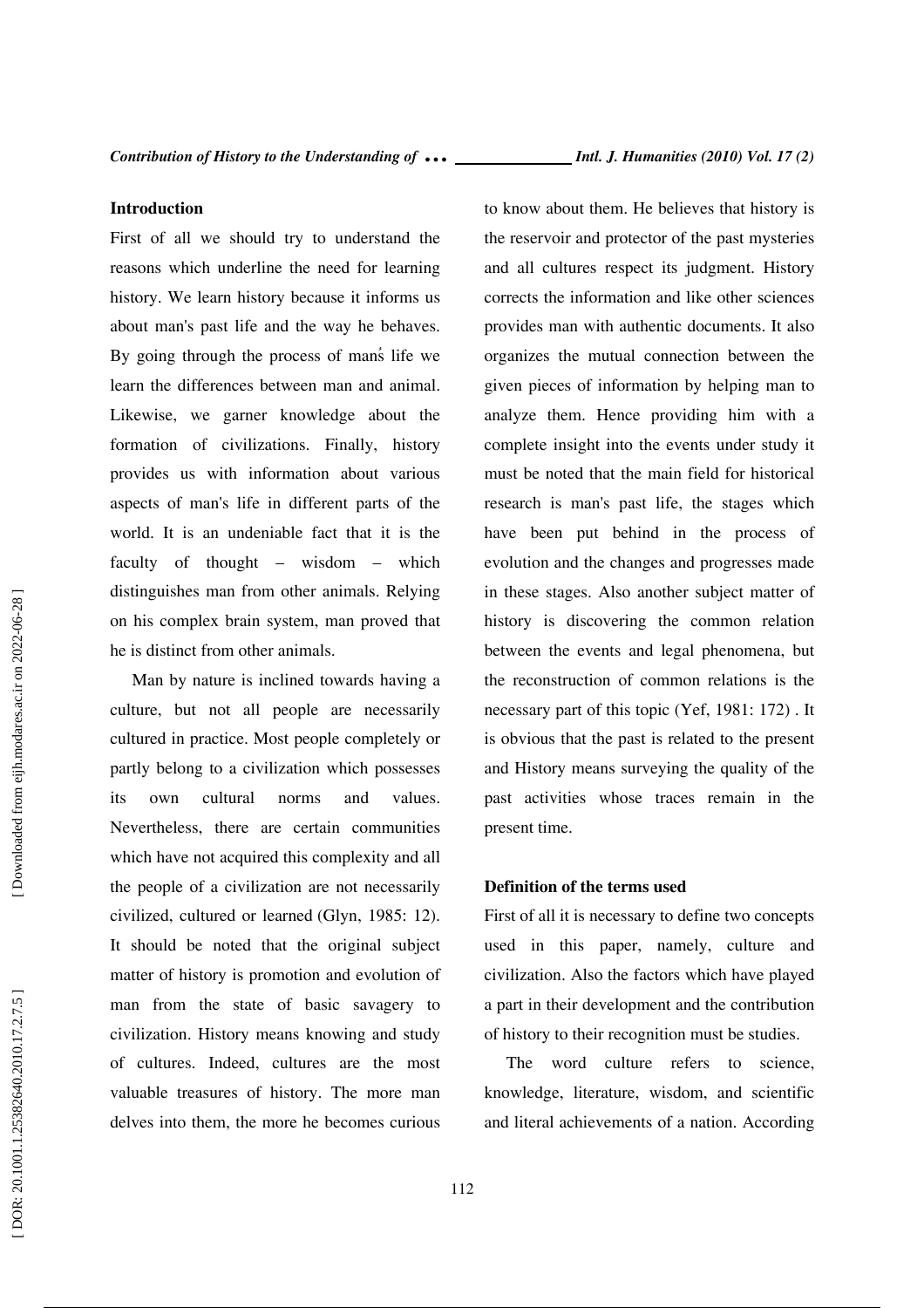## Introduction

First of all we should try to understand the reasons which underline the need for learning history. We learn history because it informs us about man's past life and the way he behaves. By going through the process of mans̓ life we learn the differences between man and animal. Likewise, we garner knowledge about the formation of civilizations. Finally, history provides us with information about various aspects of man's life in different parts of the world. It is an undeniable fact that it is the faculty of thought – wisdom – which distinguishes man from other animals. Relying on his complex brain system, man proved that he is distinct from other animals.

Man by nature is inclined towards having a culture, but not all people are necessarily cultured in practice. Most people completely or partly belong to a civilization which possesses its own cultural norms and values. Nevertheless, there are certain communities which have not acquired this complexity and all the people of a civilization are not necessarily civilized, cultured or learned (Glyn, 1985: 12). It should be noted that the original subject matter of history is promotion and evolution of man from the state of basic savagery to civilization. History means knowing and study of cultures. Indeed, cultures are the most valuable treasures of history. The more man delves into them, the more he becomes curious to know about them. He believes that history is the reservoir and protector of the past mysteries and all cultures respect its judgment. History corrects the information and like other sciences provides man with authentic documents. It also organizes the mutual connection between the given pieces of information by helping man to analyze them. Hence providing him with a complete insight into the events under study it must be noted that the main field for historical research is man's past life, the stages which have been put behind in the process of evolution and the changes and progresses made in these stages. Also another subject matter of history is discovering the common relation between the events and legal phenomena, but the reconstruction of common relations is the necessary part of this topic (Yef, 1981: 172) . It is obvious that the past is related to the present and History means surveying the quality of the past activities whose traces remain in the present time.

## Definition of the terms used

First of all it is necessary to define two concepts used in this paper, namely, culture and civilization. Also the factors which have played a part in their development and the contribution of history to their recognition must be studies.

The word culture refers to science, knowledge, literature, wisdom, and scientific and literal achievements of a nation. According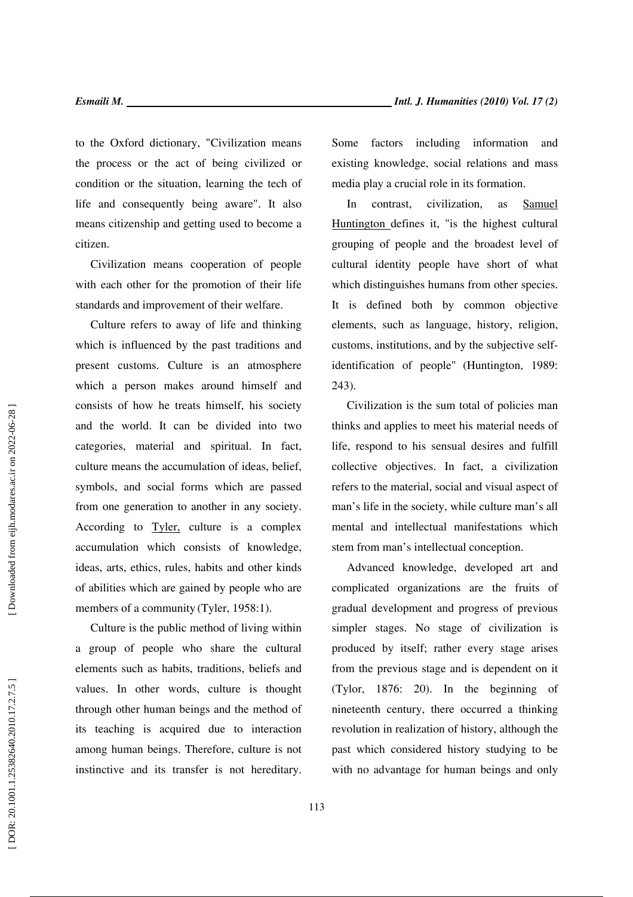to the Oxford dictionary, "Civilization means the process or the act of being civilized or condition or the situation, learning the tech of life and consequently being aware". It also means citizenship and getting used to become a citizen.

Civilization means cooperation of people with each other for the promotion of their life standards and improvement of their welfare.

Culture refers to away of life and thinking which is influenced by the past traditions and present customs. Culture is an atmosphere which a person makes around himself and consists of how he treats himself, his society and the world. It can be divided into two categories, material and spiritual. In fact, culture means the accumulation of ideas, belief, symbols, and social forms which are passed from one generation to another in any society. According to Tyler, culture is a complex accumulation which consists of knowledge, ideas, arts, ethics, rules, habits and other kinds of abilities which are gained by people who are members of a community (Tyler, 1958:1).

Culture is the public method of living within a group of people who share the cultural elements such as habits, traditions, beliefs and values. In other words, culture is thought through other human beings and the method of its teaching is acquired due to interaction among human beings. Therefore, culture is not instinctive and its transfer is not hereditary. Some factors including information and existing knowledge, social relations and mass media play a crucial role in its formation.

In contrast, civilization, as Samuel Huntington defines it, "is the highest cultural grouping of people and the broadest level of cultural identity people have short of what which distinguishes humans from other species. It is defined both by common objective elements, such as language, history, religion, customs, institutions, and by the subjective self-identification of people" (Huntington, 1989: 243).

Civilization is the sum total of policies man thinks and applies to meet his material needs of life, respond to his sensual desires and fulfill collective objectives. In fact, a civilization refers to the material, social and visual aspect of man's life in the society, while culture man's all mental and intellectual manifestations which stem from man's intellectual conception.

Advanced knowledge, developed art and complicated organizations are the fruits of gradual development and progress of previous simpler stages. No stage of civilization is produced by itself; rather every stage arises from the previous stage and is dependent on it (Tylor, 1876: 20). In the beginning of nineteenth century, there occurred a thinking revolution in realization of history, although the past which considered history studying to be with no advantage for human beings and only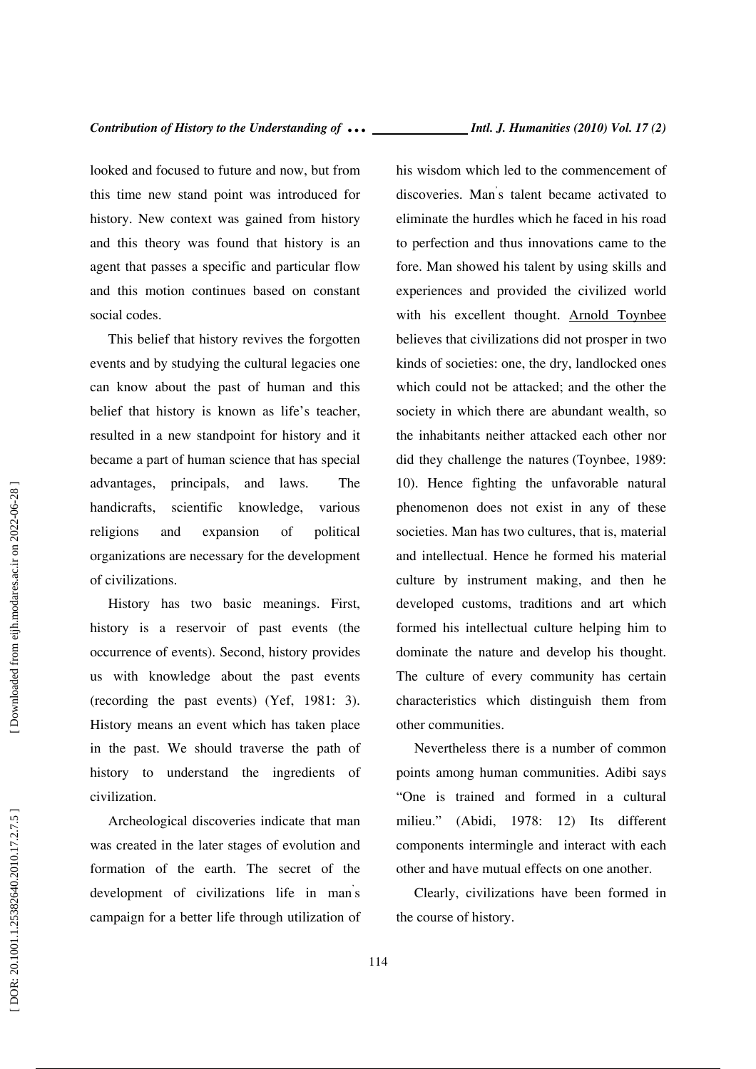looked and focused to future and now, but from this time new stand point was introduced for history. New context was gained from history and this theory was found that history is an agent that passes a specific and particular flow and this motion continues based on constant social codes.

This belief that history revives the forgotten events and by studying the cultural legacies one can know about the past of human and this belief that history is known as life's teacher, resulted in a new standpoint for history and it became a part of human science that has special advantages, principals, and laws. The handicrafts, scientific knowledge, various religions and expansion of political organizations are necessary for the development of civilizations.

History has two basic meanings. First, history is a reservoir of past events (the occurrence of events). Second, history provides us with knowledge about the past events (recording the past events) (Yef, 1981: 3). History means an event which has taken place in the past. We should traverse the path of history to understand the ingredients of civilization.

Archeological discoveries indicate that man was created in the later stages of evolution and formation of the earth. The secret of the development of civilizations life in man's campaign for a better life through utilization of his wisdom which led to the commencement of discoveries. Man's talent became activated to eliminate the hurdles which he faced in his road to perfection and thus innovations came to the fore. Man showed his talent by using skills and experiences and provided the civilized world with his excellent thought. Arnold Toynbee believes that civilizations did not prosper in two kinds of societies: one, the dry, landlocked ones which could not be attacked; and the other the society in which there are abundant wealth, so the inhabitants neither attacked each other nor did they challenge the natures (Toynbee, 1989: 10). Hence fighting the unfavorable natural phenomenon does not exist in any of these societies. Man has two cultures, that is, material and intellectual. Hence he formed his material culture by instrument making, and then he developed customs, traditions and art which formed his intellectual culture helping him to dominate the nature and develop his thought. The culture of every community has certain characteristics which distinguish them from other communities.

Nevertheless there is a number of common points among human communities. Adibi says "One is trained and formed in a cultural milieu." (Abidi, 1978: 12) Its different components intermingle and interact with each other and have mutual effects on one another.

Clearly, civilizations have been formed in the course of history.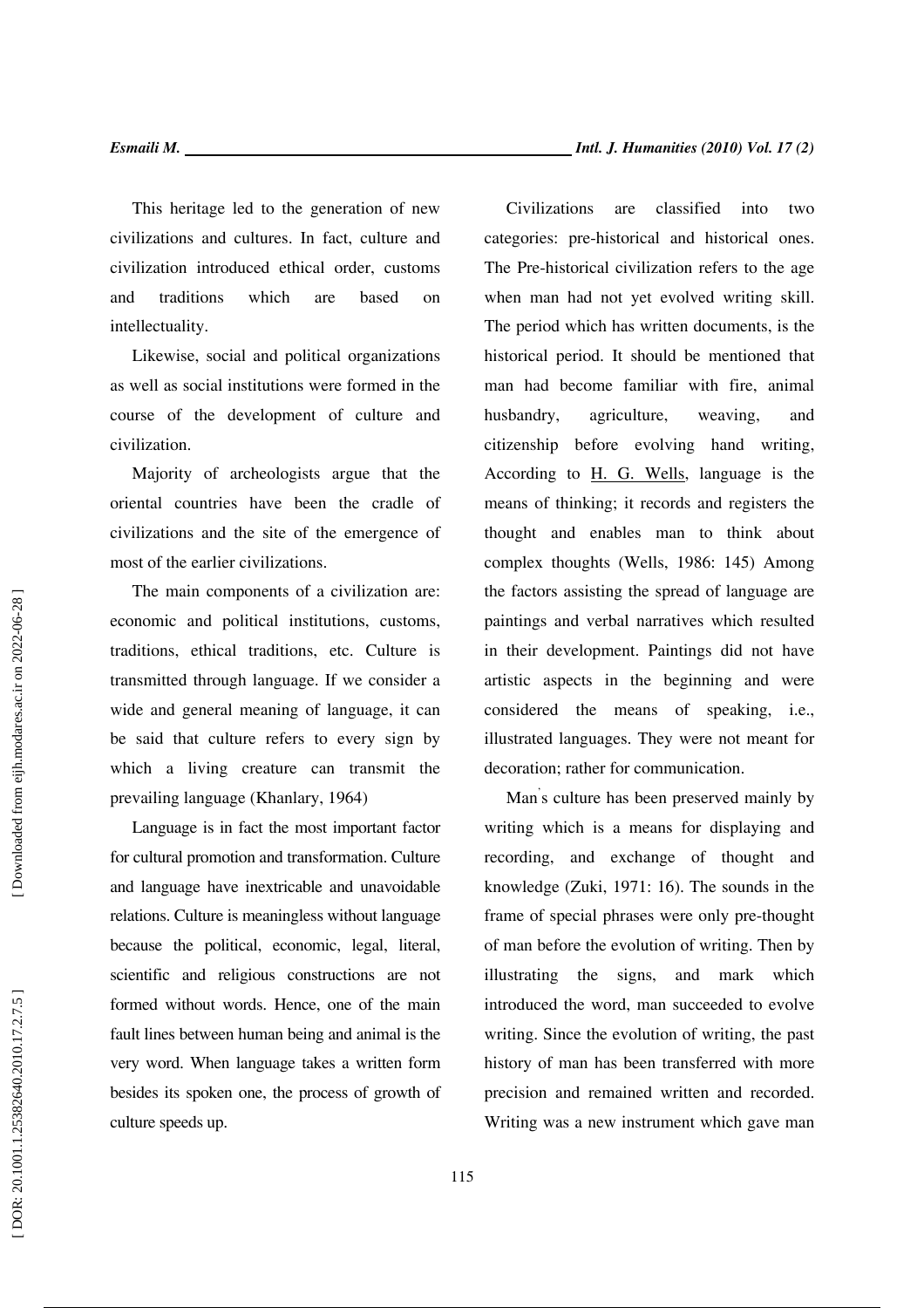This heritage led to the generation of new civilizations and cultures. In fact, culture and civilization introduced ethical order, customs and traditions which are based on intellectuality.

Likewise, social and political organizations as well as social institutions were formed in the course of the development of culture and civilization.

Majority of archeologists argue that the oriental countries have been the cradle of civilizations and the site of the emergence of most of the earlier civilizations.

The main components of a civilization are: economic and political institutions, customs, traditions, ethical traditions, etc. Culture is transmitted through language. If we consider a wide and general meaning of language, it can be said that culture refers to every sign by which a living creature can transmit the prevailing language (Khanlary, 1964)

Language is in fact the most important factor for cultural promotion and transformation. Culture and language have inextricable and unavoidable relations. Culture is meaningless without language because the political, economic, legal, literal, scientific and religious constructions are not formed without words. Hence, one of the main fault lines between human being and animal is the very word. When language takes a written form besides its spoken one, the process of growth of culture speeds up.

Civilizations are classified into two categories: pre-historical and historical ones. The Pre-historical civilization refers to the age when man had not yet evolved writing skill. The period which has written documents, is the historical period. It should be mentioned that man had become familiar with fire, animal husbandry, agriculture, weaving, and citizenship before evolving hand writing, According to H. G. Wells, language is the means of thinking; it records and registers the thought and enables man to think about complex thoughts (Wells, 1986: 145) Among the factors assisting the spread of language are paintings and verbal narratives which resulted in their development. Paintings did not have artistic aspects in the beginning and were considered the means of speaking, i.e., illustrated languages. They were not meant for decoration; rather for communication.

Man`s culture has been preserved mainly by writing which is a means for displaying and recording, and exchange of thought and knowledge (Zuki, 1971: 16). The sounds in the frame of special phrases were only pre-thought of man before the evolution of writing. Then by illustrating the signs, and mark which introduced the word, man succeeded to evolve writing. Since the evolution of writing, the past history of man has been transferred with more precision and remained written and recorded. Writing was a new instrument which gave man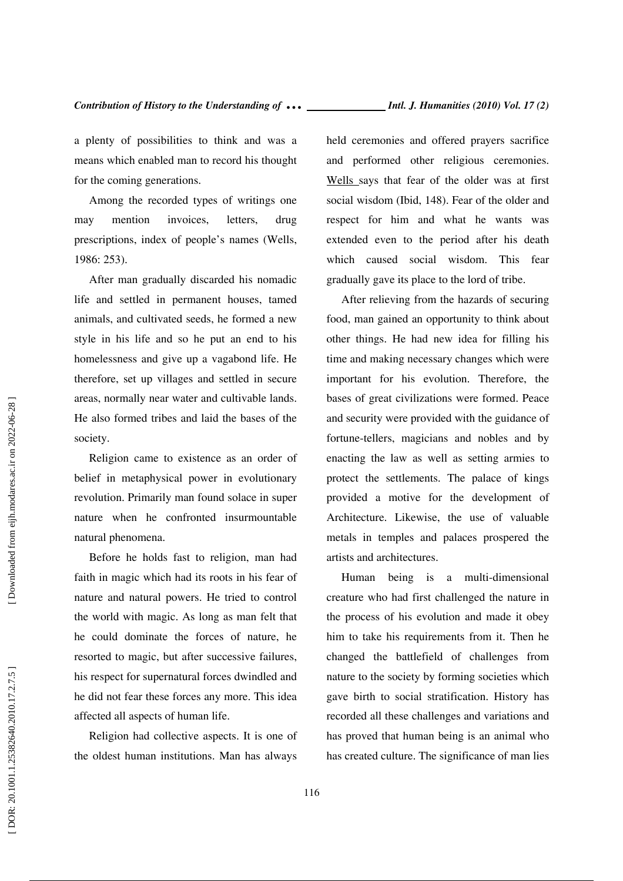a plenty of possibilities to think and was a means which enabled man to record his thought for the coming generations.

Among the recorded types of writings one may mention invoices, letters, drug prescriptions, index of people's names (Wells, 1986: 253).

After man gradually discarded his nomadic life and settled in permanent houses, tamed animals, and cultivated seeds, he formed a new style in his life and so he put an end to his homelessness and give up a vagabond life. He therefore, set up villages and settled in secure areas, normally near water and cultivable lands. He also formed tribes and laid the bases of the society.

Religion came to existence as an order of belief in metaphysical power in evolutionary revolution. Primarily man found solace in super nature when he confronted insurmountable natural phenomena.

Before he holds fast to religion, man had faith in magic which had its roots in his fear of nature and natural powers. He tried to control the world with magic. As long as man felt that he could dominate the forces of nature, he resorted to magic, but after successive failures, his respect for supernatural forces dwindled and he did not fear these forces any more. This idea affected all aspects of human life.

Religion had collective aspects. It is one of the oldest human institutions. Man has always held ceremonies and offered prayers sacrifice and performed other religious ceremonies. Wells says that fear of the older was at first social wisdom (Ibid, 148). Fear of the older and respect for him and what he wants was extended even to the period after his death which caused social wisdom. This fear gradually gave its place to the lord of tribe.

After relieving from the hazards of securing food, man gained an opportunity to think about other things. He had new idea for filling his time and making necessary changes which were important for his evolution. Therefore, the bases of great civilizations were formed. Peace and security were provided with the guidance of fortune-tellers, magicians and nobles and by enacting the law as well as setting armies to protect the settlements. The palace of kings provided a motive for the development of Architecture. Likewise, the use of valuable metals in temples and palaces prospered the artists and architectures.

Human being is a multi-dimensional creature who had first challenged the nature in the process of his evolution and made it obey him to take his requirements from it. Then he changed the battlefield of challenges from nature to the society by forming societies which gave birth to social stratification. History has recorded all these challenges and variations and has proved that human being is an animal who has created culture. The significance of man lies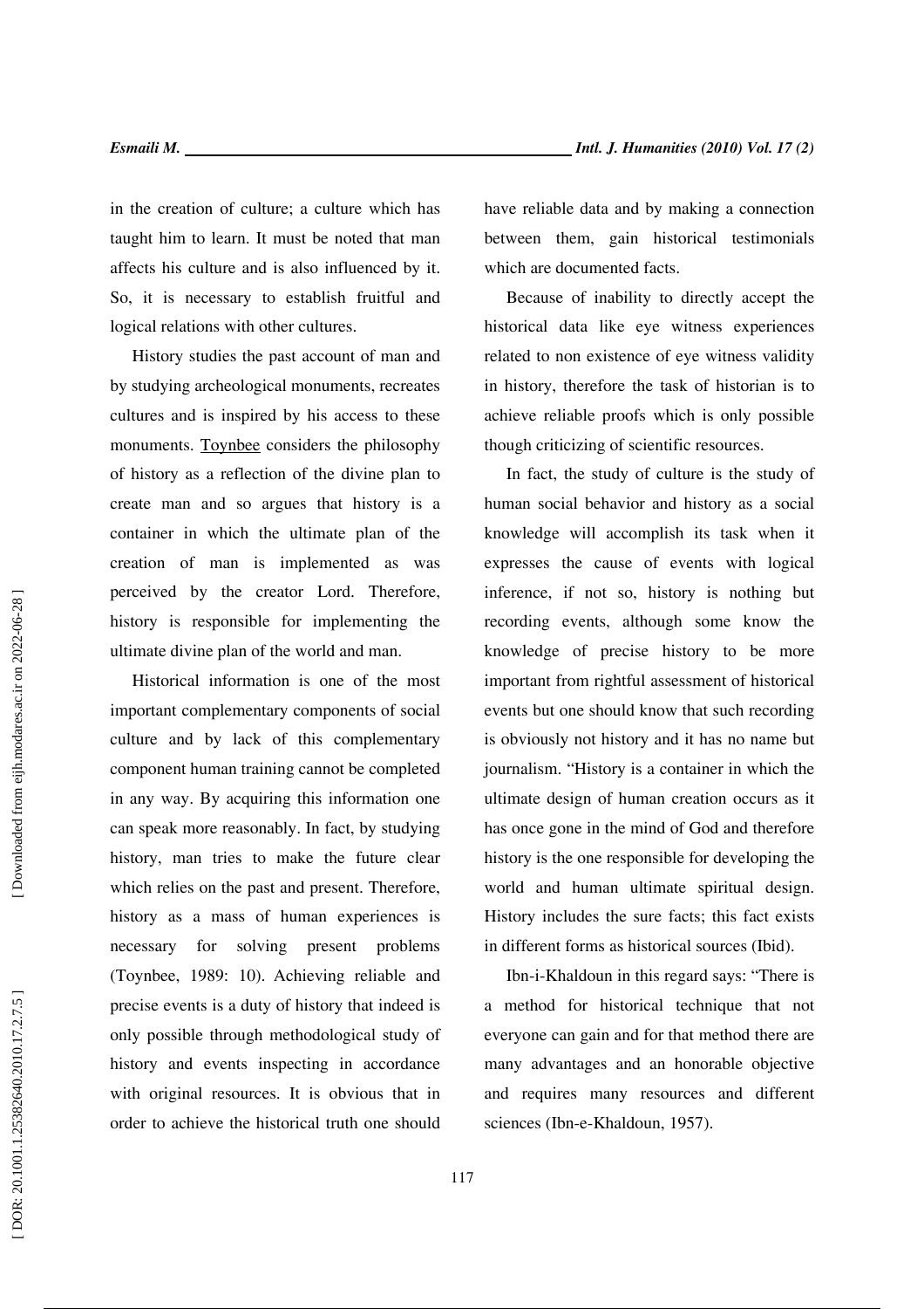in the creation of culture; a culture which has taught him to learn. It must be noted that man affects his culture and is also influenced by it. So, it is necessary to establish fruitful and logical relations with other cultures.

History studies the past account of man and by studying archeological monuments, recreates cultures and is inspired by his access to these monuments. Toynbee considers the philosophy of history as a reflection of the divine plan to create man and so argues that history is a container in which the ultimate plan of the creation of man is implemented as was perceived by the creator Lord. Therefore, history is responsible for implementing the ultimate divine plan of the world and man.

Historical information is one of the most important complementary components of social culture and by lack of this complementary component human training cannot be completed in any way. By acquiring this information one can speak more reasonably. In fact, by studying history, man tries to make the future clear which relies on the past and present. Therefore, history as a mass of human experiences is necessary for solving present problems (Toynbee, 1989: 10). Achieving reliable and precise events is a duty of history that indeed is only possible through methodological study of history and events inspecting in accordance with original resources. It is obvious that in order to achieve the historical truth one should have reliable data and by making a connection between them, gain historical testimonials which are documented facts.

Because of inability to directly accept the historical data like eye witness experiences related to non existence of eye witness validity in history, therefore the task of historian is to achieve reliable proofs which is only possible though criticizing of scientific resources.

In fact, the study of culture is the study of human social behavior and history as a social knowledge will accomplish its task when it expresses the cause of events with logical inference, if not so, history is nothing but recording events, although some know the knowledge of precise history to be more important from rightful assessment of historical events but one should know that such recording is obviously not history and it has no name but journalism. "History is a container in which the ultimate design of human creation occurs as it has once gone in the mind of God and therefore history is the one responsible for developing the world and human ultimate spiritual design. History includes the sure facts; this fact exists in different forms as historical sources (Ibid).

Ibn-i-Khaldoun in this regard says: "There is a method for historical technique that not everyone can gain and for that method there are many advantages and an honorable objective and requires many resources and different sciences (Ibn-e-Khaldoun, 1957).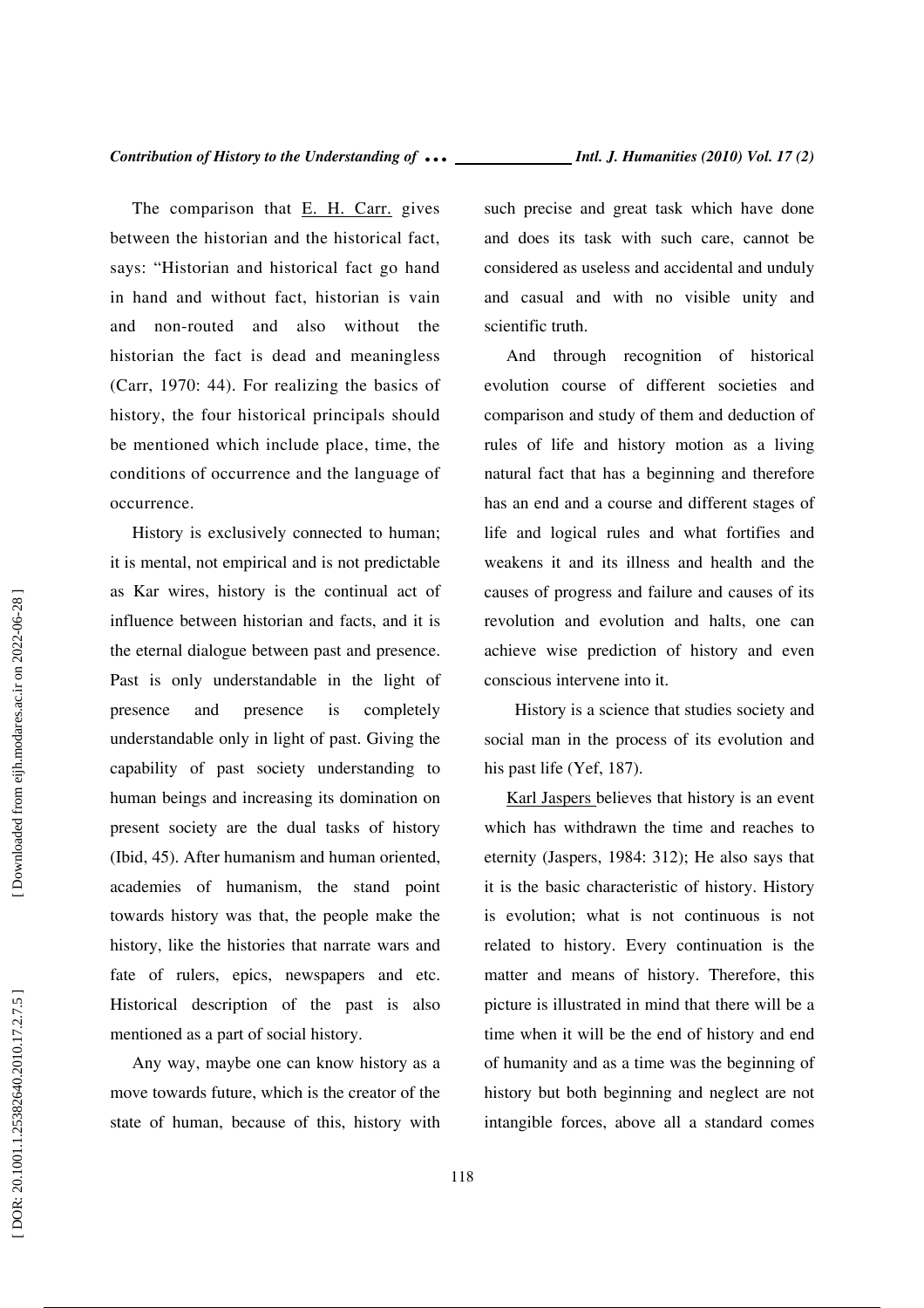The comparison that <u>E. H. Carr.</u> gives between the historian and the historical fact, says: "Historian and historical fact go hand in hand and without fact, historian is vain and non-routed and also without the historian the fact is dead and meaningless (Carr, 1970: 44). For realizing the basics of history, the four historical principals should be mentioned which include place, time, the conditions of occurrence and the language of occurrence.

History is exclusively connected to human; it is mental, not empirical and is not predictable as Kar wires, history is the continual act of influence between historian and facts, and it is the eternal dialogue between past and presence. Past is only understandable in the light of presence and presence is completely understandable only in light of past. Giving the capability of past society understanding to human beings and increasing its domination on present society are the dual tasks of history (Ibid, 45). After humanism and human oriented, academies of humanism, the stand point towards history was that, the people make the history, like the histories that narrate wars and fate of rulers, epics, newspapers and etc. Historical description of the past is also mentioned as a part of social history.

Any way, maybe one can know history as a move towards future, which is the creator of the state of human, because of this, history with such precise and great task which have done and does its task with such care, cannot be considered as useless and accidental and unduly and casual and with no visible unity and scientific truth.

And through recognition of historical evolution course of different societies and comparison and study of them and deduction of rules of life and history motion as a living natural fact that has a beginning and therefore has an end and a course and different stages of life and logical rules and what fortifies and weakens it and its illness and health and the causes of progress and failure and causes of its revolution and evolution and halts, one can achieve wise prediction of history and even conscious intervene into it.

History is a science that studies society and social man in the process of its evolution and his past life (Yef, 187).

<u>Karl Jaspers</u> believes that history is an event which has withdrawn the time and reaches to eternity (Jaspers, 1984: 312); He also says that it is the basic characteristic of history. History is evolution; what is not continuous is not related to history. Every continuation is the matter and means of history. Therefore, this picture is illustrated in mind that there will be a time when it will be the end of history and end of humanity and as a time was the beginning of history but both beginning and neglect are not intangible forces, above all a standard comes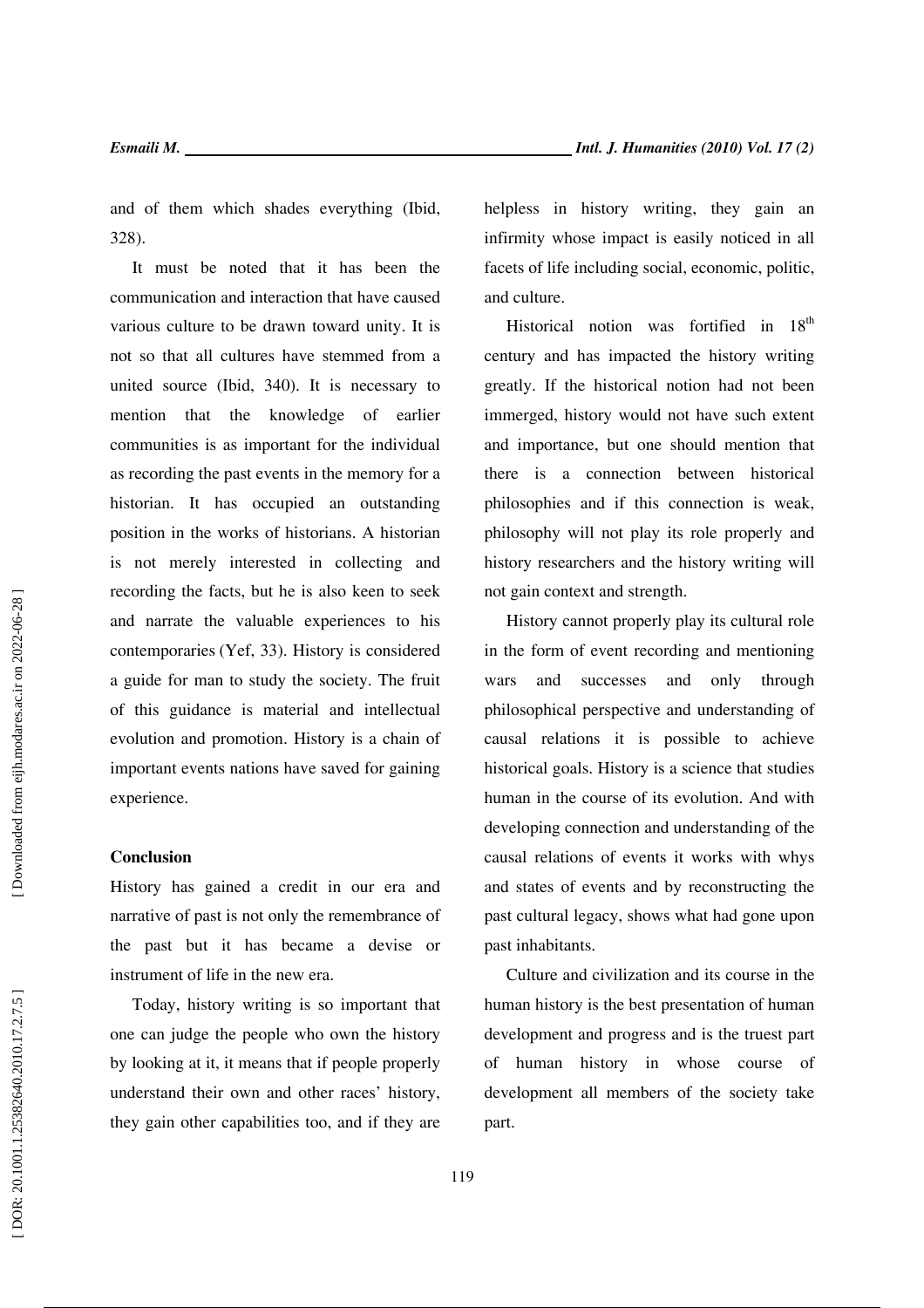and of them which shades everything (Ibid, 328).

It must be noted that it has been the communication and interaction that have caused various culture to be drawn toward unity. It is not so that all cultures have stemmed from a united source (Ibid, 340). It is necessary to mention that the knowledge of earlier communities is as important for the individual as recording the past events in the memory for a historian. It has occupied an outstanding position in the works of historians. A historian is not merely interested in collecting and recording the facts, but he is also keen to seek and narrate the valuable experiences to his contemporaries (Yef, 33). History is considered a guide for man to study the society. The fruit of this guidance is material and intellectual evolution and promotion. History is a chain of important events nations have saved for gaining experience.

## Conclusion

History has gained a credit in our era and narrative of past is not only the remembrance of the past but it has became a devise or instrument of life in the new era.

Today, history writing is so important that one can judge the people who own the history by looking at it, it means that if people properly understand their own and other races' history, they gain other capabilities too, and if they are helpless in history writing, they gain an infirmity whose impact is easily noticed in all facets of life including social, economic, politic, and culture.

Historical notion was fortified in 18th century and has impacted the history writing greatly. If the historical notion had not been immerged, history would not have such extent and importance, but one should mention that there is a connection between historical philosophies and if this connection is weak, philosophy will not play its role properly and history researchers and the history writing will not gain context and strength.

History cannot properly play its cultural role in the form of event recording and mentioning wars and successes and only through philosophical perspective and understanding of causal relations it is possible to achieve historical goals. History is a science that studies human in the course of its evolution. And with developing connection and understanding of the causal relations of events it works with whys and states of events and by reconstructing the past cultural legacy, shows what had gone upon past inhabitants.

Culture and civilization and its course in the human history is the best presentation of human development and progress and is the truest part of human history in whose course of development all members of the society take part.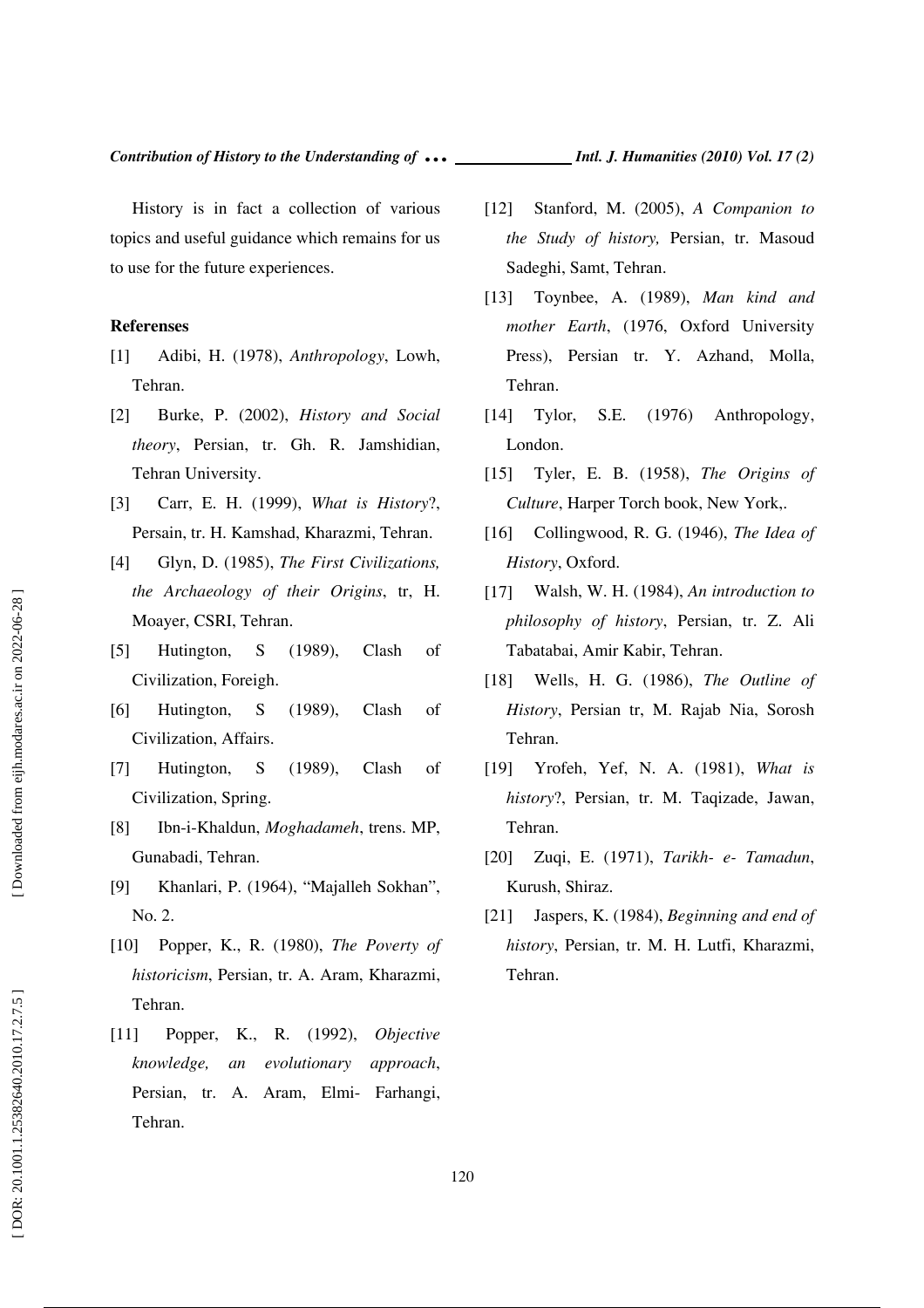History is in fact a collection of various topics and useful guidance which remains for us to use for the future experiences.

**Referenses**

[1] Adibi, H. (1978), *Anthropology*, Lowh, Tehran.

[2] Burke, P. (2002), *History and Social theory*, Persian, tr. Gh. R. Jamshidian, Tehran University.

[3] Carr, E. H. (1999), *What is History*?, Persain, tr. H. Kamshad, Kharazmi, Tehran.

[4] Glyn, D. (1985), *The First Civilizations, the Archaeology of their Origins*, tr, H. Moayer, CSRI, Tehran.

[5] Hutington, S (1989), Clash of Civilization, Foreigh.

[6] Hutington, S (1989), Clash of Civilization, Affairs.

[7] Hutington, S (1989), Clash of Civilization, Spring.

[8] Ibn-i-Khaldun, *Moghadameh*, trens. MP, Gunabadi, Tehran.

[9] Khanlari, P. (1964), "Majalleh Sokhan", No. 2.

[10] Popper, K., R. (1980), *The Poverty of historicism*, Persian, tr. A. Aram, Kharazmi, Tehran.

[11] Popper, K., R. (1992), *Objective knowledge, an evolutionary approach*, Persian, tr. A. Aram, Elmi- Farhangi, Tehran.

[12] Stanford, M. (2005), *A Companion to the Study of history,* Persian, tr. Masoud Sadeghi, Samt, Tehran.

[13] Toynbee, A. (1989), *Man kind and mother Earth*, (1976, Oxford University Press), Persian tr. Y. Azhand, Molla, Tehran.

[14] Tylor, S.E. (1976) Anthropology, London.

[15] Tyler, E. B. (1958), *The Origins of Culture*, Harper Torch book, New York,.

[16] Collingwood, R. G. (1946), *The Idea of History*, Oxford.

[17] Walsh, W. H. (1984), *An introduction to philosophy of history*, Persian, tr. Z. Ali Tabatabai, Amir Kabir, Tehran.

[18] Wells, H. G. (1986), *The Outline of History*, Persian tr, M. Rajab Nia, Sorosh Tehran.

[19] Yrofeh, Yef, N. A. (1981), *What is history*?, Persian, tr. M. Taqizade, Jawan, Tehran.

[20] Zuqi, E. (1971), *Tarikh- e- Tamadun*, Kurush, Shiraz.

[21] Jaspers, K. (1984), *Beginning and end of history*, Persian, tr. M. H. Lutfi, Kharazmi, Tehran.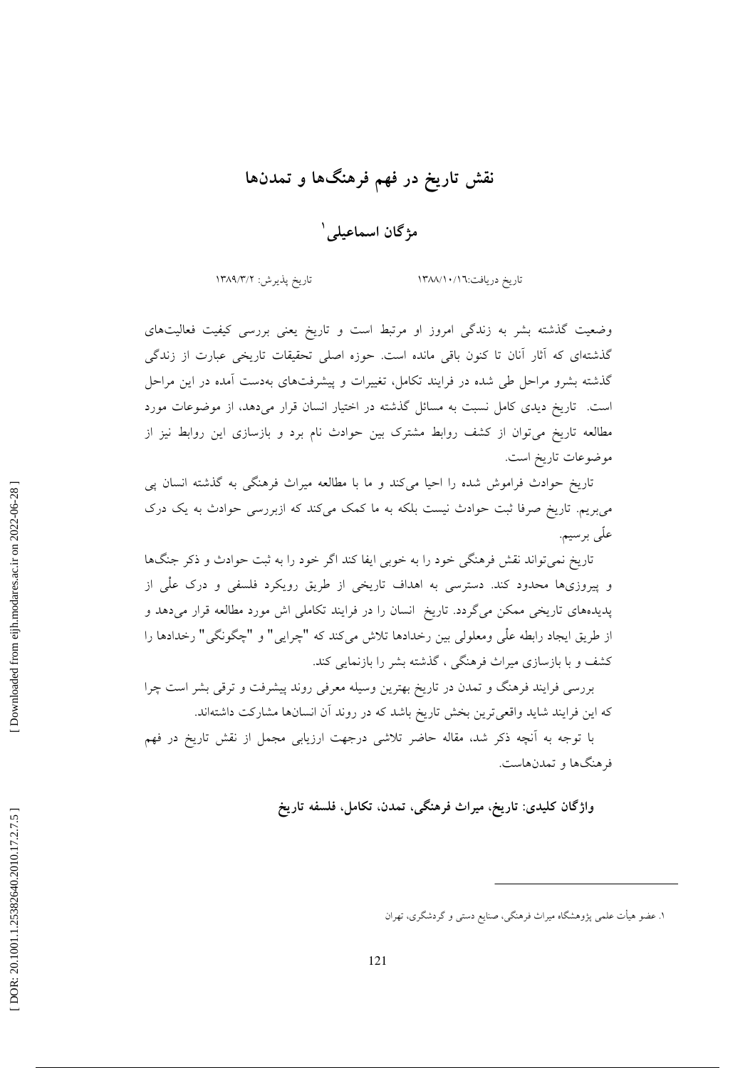# نقش تاریخ در فهم فرهنگ‌ها و تمدن‌ها

## مژگان اسماعیلی[1]

تاریخ دریافت:۱۳۸۸/۱۰/۱۶ تاریخ پذیرش: ۱۳۸۹/۳/۲

وضعیت گذشته بشر به زندگی امروز او مرتبط است و تاریخ یعنی بررسی کیفیت فعالیت‌های گذشته‌ای که آثار آنان تا کنون باقی مانده است. حوزه اصلی تحقیقات تاریخی عبارت از زندگی گذشته بشرو مراحل طی شده در فرایند تکامل، تغییرات و پیشرفت‌های به‌دست آمده در این مراحل است. تاریخ دیدی کامل نسبت به مسائل گذشته در اختیار انسان قرار می‌دهد، از موضوعات مورد مطالعه تاریخ می‌توان از کشف روابط مشترک بین حوادث نام برد و بازسازی این روابط نیز از موضوعات تاریخ است.

تاریخ حوادث فراموش شده را احیا می‌کند و ما با مطالعه میراث فرهنگی به گذشته انسان پی می‌بریم. تاریخ صرفا ثبت حوادث نیست بلکه به ما کمک می‌کند که ازبررسی حوادث به یک درک علّی برسیم.

تاریخ نمی‌تواند نقش فرهنگی خود را به خوبی ایفا کند اگر خود را به ثبت حوادث و ذکر جنگ‌ها و پیروزی‌ها محدود کند. دسترسی به اهداف تاریخی از طریق رویکرد فلسفی و درک علّی از پدیده‌های تاریخی ممکن می‌گردد. تاریخ انسان را در فرایند تکاملی اش مورد مطالعه قرار می‌دهد و از طریق ایجاد رابطه علّی ومعلولی بین رخدادها تلاش می‌کند که "چرایی" و "چگونگی" رخدادها را کشف و با بازسازی میراث فرهنگی ، گذشته بشر را بازنمایی کند.

بررسی فرایند فرهنگ و تمدن در تاریخ بهترین وسیله معرفی روند پیشرفت و ترقی بشر است چرا که این فرایند شاید واقعی‌ترین بخش تاریخ باشد که در روند آن انسان‌ها مشارکت داشته‌اند.

با توجه به آنچه ذکر شد، مقاله حاضر تلاشی درجهت ارزیابی مجمل از نقش تاریخ در فهم فرهنگ‌ها و تمدن‌هاست.

**واژگان کلیدی: تاریخ، میراث فرهنگی، تمدن، تکامل، فلسفه تاریخ**

---

۱. عضو هیأت علمی پژوهشگاه میراث فرهنگی، صنایع دستی و گردشگری، تهران